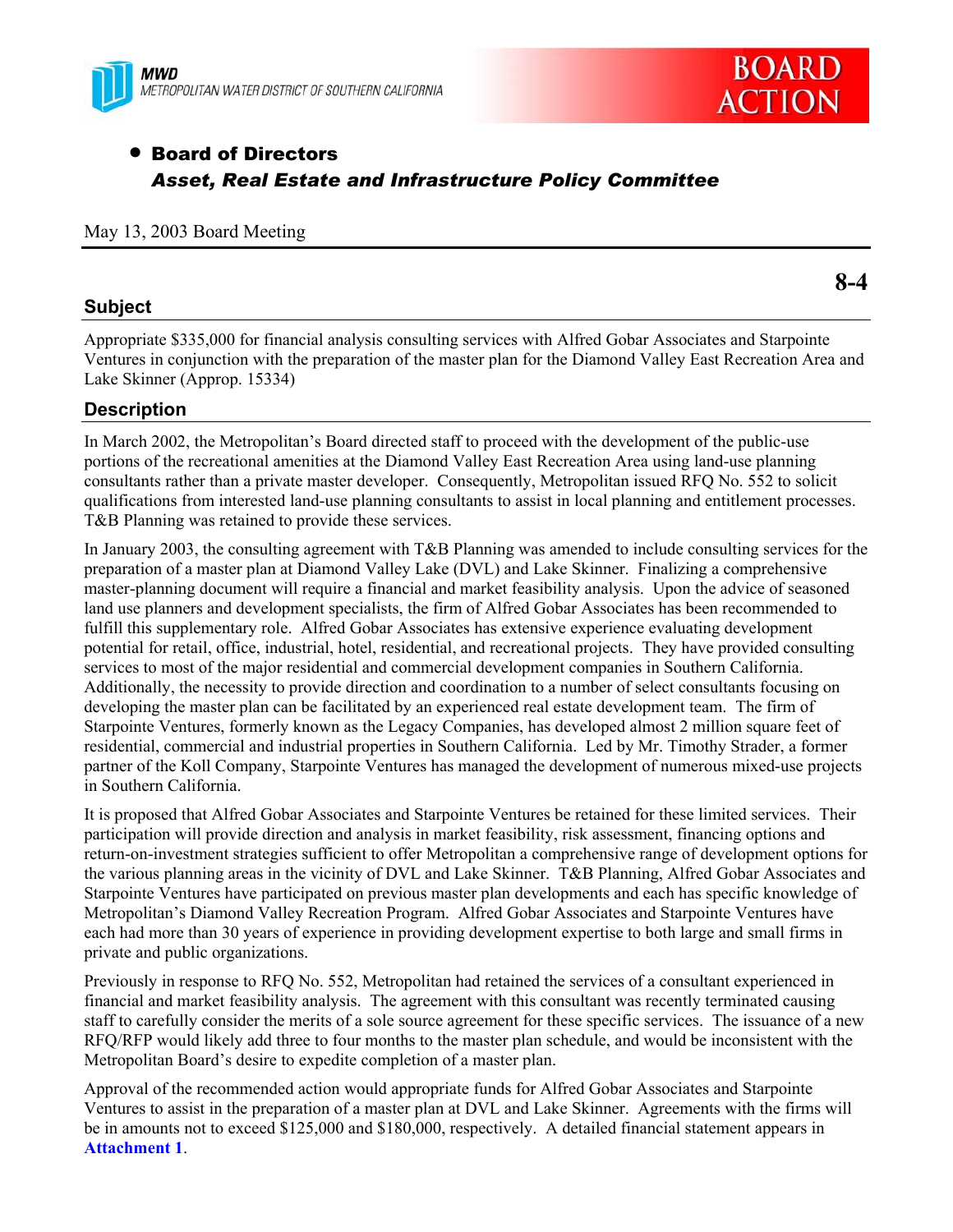MWD
METROPOLITAN WATER DISTRICT OF SOUTHERN CALIFORNIA

BOARD ACTION

- **Board of Directors**
  ***Asset, Real Estate and Infrastructure Policy Committee***

May 13, 2003 Board Meeting

**8-4**

## Subject

Appropriate $335,000 for financial analysis consulting services with Alfred Gobar Associates and Starpointe Ventures in conjunction with the preparation of the master plan for the Diamond Valley East Recreation Area and Lake Skinner (Approp. 15334)

## Description

In March 2002, the Metropolitan's Board directed staff to proceed with the development of the public-use portions of the recreational amenities at the Diamond Valley East Recreation Area using land-use planning consultants rather than a private master developer. Consequently, Metropolitan issued RFQ No. 552 to solicit qualifications from interested land-use planning consultants to assist in local planning and entitlement processes. T&B Planning was retained to provide these services.

In January 2003, the consulting agreement with T&B Planning was amended to include consulting services for the preparation of a master plan at Diamond Valley Lake (DVL) and Lake Skinner. Finalizing a comprehensive master-planning document will require a financial and market feasibility analysis. Upon the advice of seasoned land use planners and development specialists, the firm of Alfred Gobar Associates has been recommended to fulfill this supplementary role. Alfred Gobar Associates has extensive experience evaluating development potential for retail, office, industrial, hotel, residential, and recreational projects. They have provided consulting services to most of the major residential and commercial development companies in Southern California. Additionally, the necessity to provide direction and coordination to a number of select consultants focusing on developing the master plan can be facilitated by an experienced real estate development team. The firm of Starpointe Ventures, formerly known as the Legacy Companies, has developed almost 2 million square feet of residential, commercial and industrial properties in Southern California. Led by Mr. Timothy Strader, a former partner of the Koll Company, Starpointe Ventures has managed the development of numerous mixed-use projects in Southern California.

It is proposed that Alfred Gobar Associates and Starpointe Ventures be retained for these limited services. Their participation will provide direction and analysis in market feasibility, risk assessment, financing options and return-on-investment strategies sufficient to offer Metropolitan a comprehensive range of development options for the various planning areas in the vicinity of DVL and Lake Skinner. T&B Planning, Alfred Gobar Associates and Starpointe Ventures have participated on previous master plan developments and each has specific knowledge of Metropolitan's Diamond Valley Recreation Program. Alfred Gobar Associates and Starpointe Ventures have each had more than 30 years of experience in providing development expertise to both large and small firms in private and public organizations.

Previously in response to RFQ No. 552, Metropolitan had retained the services of a consultant experienced in financial and market feasibility analysis. The agreement with this consultant was recently terminated causing staff to carefully consider the merits of a sole source agreement for these specific services. The issuance of a new RFQ/RFP would likely add three to four months to the master plan schedule, and would be inconsistent with the Metropolitan Board's desire to expedite completion of a master plan.

Approval of the recommended action would appropriate funds for Alfred Gobar Associates and Starpointe Ventures to assist in the preparation of a master plan at DVL and Lake Skinner. Agreements with the firms will be in amounts not to exceed $125,000 and $180,000, respectively. A detailed financial statement appears in **Attachment 1**.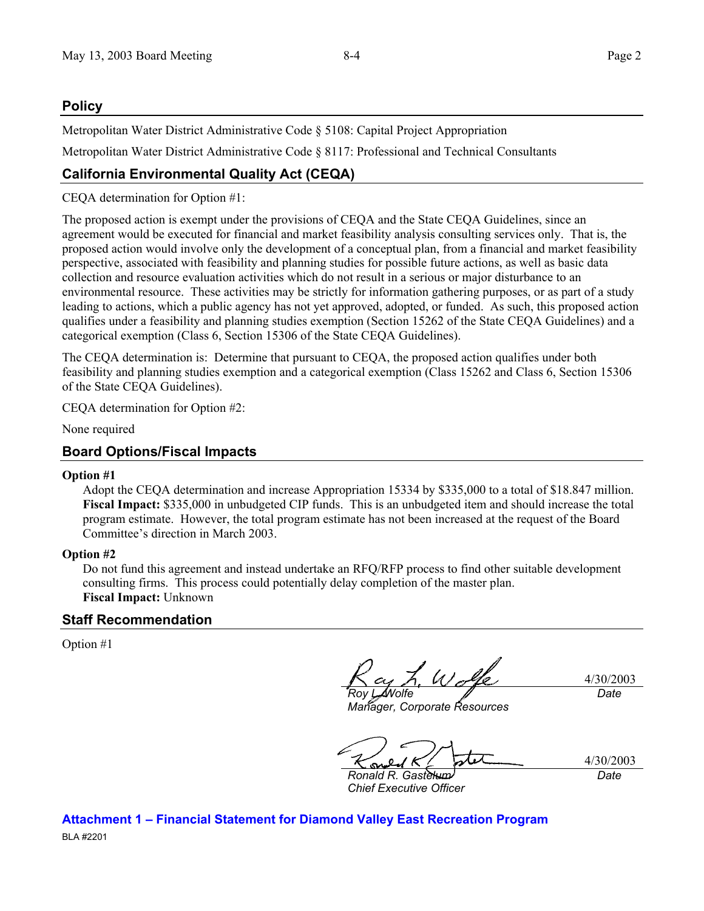## Policy

Metropolitan Water District Administrative Code § 5108: Capital Project Appropriation

Metropolitan Water District Administrative Code § 8117: Professional and Technical Consultants

## California Environmental Quality Act (CEQA)

CEQA determination for Option #1:

The proposed action is exempt under the provisions of CEQA and the State CEQA Guidelines, since an agreement would be executed for financial and market feasibility analysis consulting services only. That is, the proposed action would involve only the development of a conceptual plan, from a financial and market feasibility perspective, associated with feasibility and planning studies for possible future actions, as well as basic data collection and resource evaluation activities which do not result in a serious or major disturbance to an environmental resource. These activities may be strictly for information gathering purposes, or as part of a study leading to actions, which a public agency has not yet approved, adopted, or funded. As such, this proposed action qualifies under a feasibility and planning studies exemption (Section 15262 of the State CEQA Guidelines) and a categorical exemption (Class 6, Section 15306 of the State CEQA Guidelines).

The CEQA determination is: Determine that pursuant to CEQA, the proposed action qualifies under both feasibility and planning studies exemption and a categorical exemption (Class 15262 and Class 6, Section 15306 of the State CEQA Guidelines).

CEQA determination for Option #2:

None required

## Board Options/Fiscal Impacts

**Option #1**

Adopt the CEQA determination and increase Appropriation 15334 by $335,000 to a total of $18.847 million.
**Fiscal Impact:** $335,000 in unbudgeted CIP funds. This is an unbudgeted item and should increase the total program estimate. However, the total program estimate has not been increased at the request of the Board Committee's direction in March 2003.

**Option #2**

Do not fund this agreement and instead undertake an RFQ/RFP process to find other suitable development consulting firms. This process could potentially delay completion of the master plan.
**Fiscal Impact:** Unknown

## Staff Recommendation

Option #1

*Roy L. Wolfe*
*Manager, Corporate Resources*
4/30/2003
*Date*

*Ronald R. Gastelum*
*Chief Executive Officer*
4/30/2003
*Date*

**Attachment 1 – Financial Statement for Diamond Valley East Recreation Program**

BLA #2201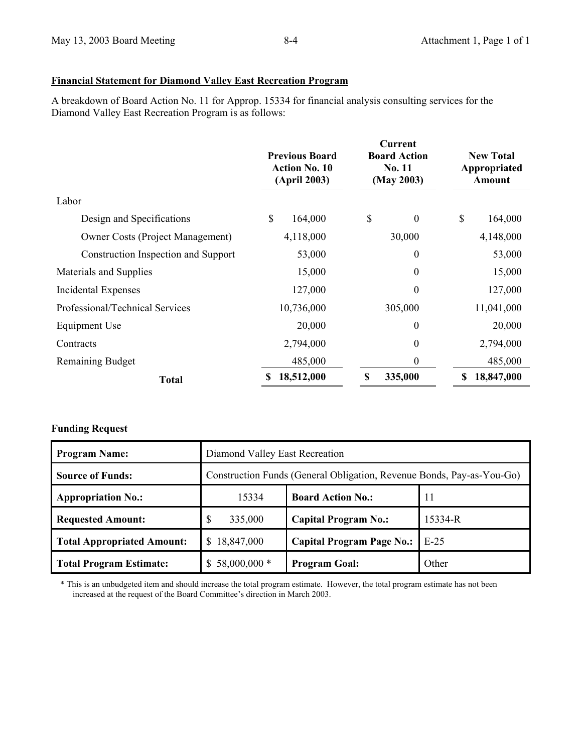**Financial Statement for Diamond Valley East Recreation Program**

A breakdown of Board Action No. 11 for Approp. 15334 for financial analysis consulting services for the Diamond Valley East Recreation Program is as follows:

| | Previous Board Action No. 10 (April 2003) | Current Board Action No. 11 (May 2003) | New Total Appropriated Amount |
|---|---|---|---|
| Labor | | | |
| Design and Specifications | $ 164,000 | $ 0 | $ 164,000 |
| Owner Costs (Project Management) | 4,118,000 | 30,000 | 4,148,000 |
| Construction Inspection and Support | 53,000 | 0 | 53,000 |
| Materials and Supplies | 15,000 | 0 | 15,000 |
| Incidental Expenses | 127,000 | 0 | 127,000 |
| Professional/Technical Services | 10,736,000 | 305,000 | 11,041,000 |
| Equipment Use | 20,000 | 0 | 20,000 |
| Contracts | 2,794,000 | 0 | 2,794,000 |
| Remaining Budget | 485,000 | 0 | 485,000 |
| **Total** | **$ 18,512,000** | **$ 335,000** | **$ 18,847,000** |

**Funding Request**

| | | | |
|---|---|---|---|
| **Program Name:** | Diamond Valley East Recreation | | |
| **Source of Funds:** | Construction Funds (General Obligation, Revenue Bonds, Pay-as-You-Go) | | |
| **Appropriation No.:** | 15334 | **Board Action No.:** | 11 |
| **Requested Amount:** | $ 335,000 | **Capital Program No.:** | 15334-R |
| **Total Appropriated Amount:** | $ 18,847,000 | **Capital Program Page No.:** | E-25 |
| **Total Program Estimate:** | $ 58,000,000 * | **Program Goal:** | Other |

* This is an unbudgeted item and should increase the total program estimate. However, the total program estimate has not been increased at the request of the Board Committee's direction in March 2003.